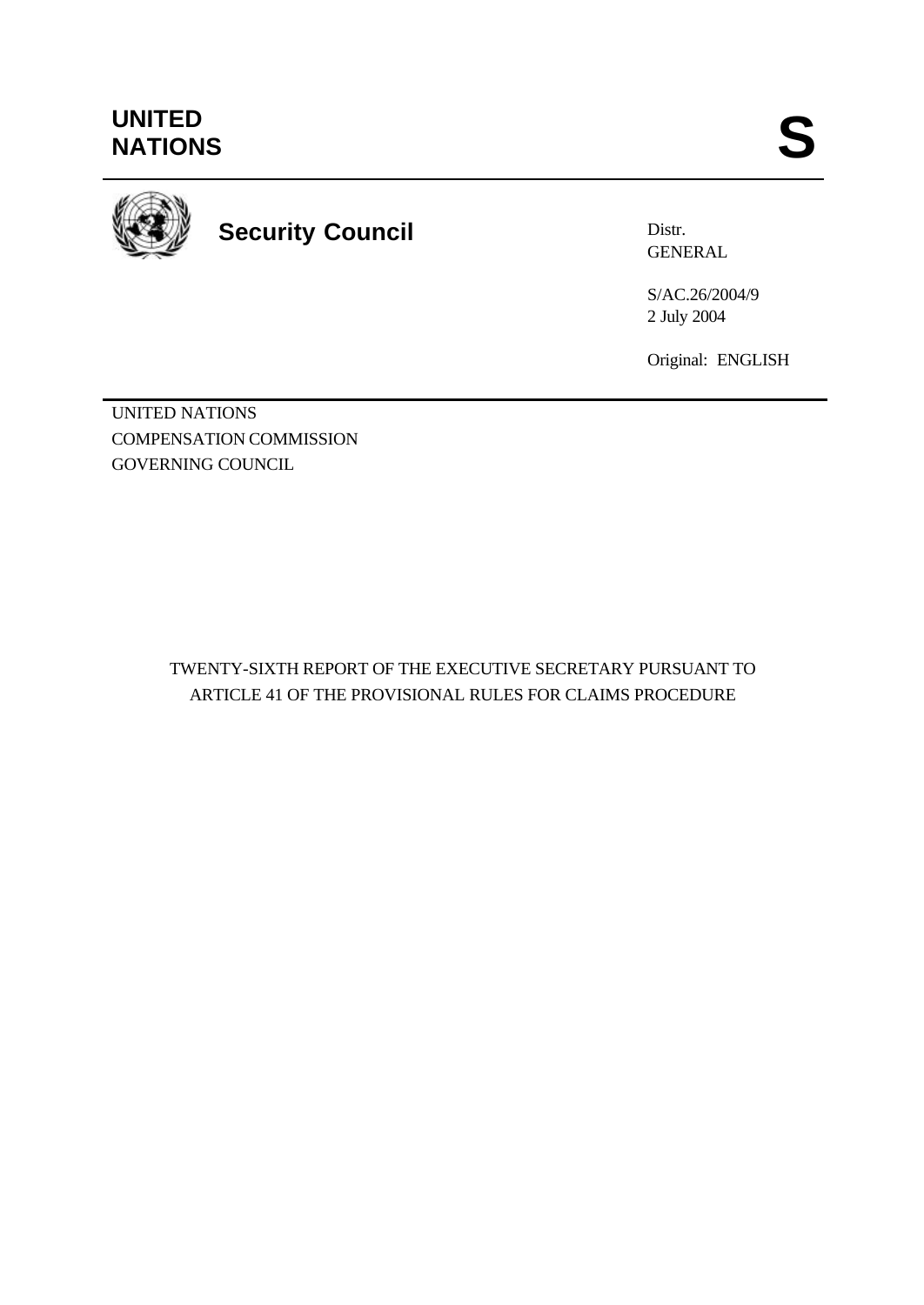UNITED
NATIONS

**S**

**Security Council**

Distr.
GENERAL

S/AC.26/2004/9
2 July 2004

Original: ENGLISH

UNITED NATIONS
COMPENSATION COMMISSION
GOVERNING COUNCIL

TWENTY-SIXTH REPORT OF THE EXECUTIVE SECRETARY PURSUANT TO ARTICLE 41 OF THE PROVISIONAL RULES FOR CLAIMS PROCEDURE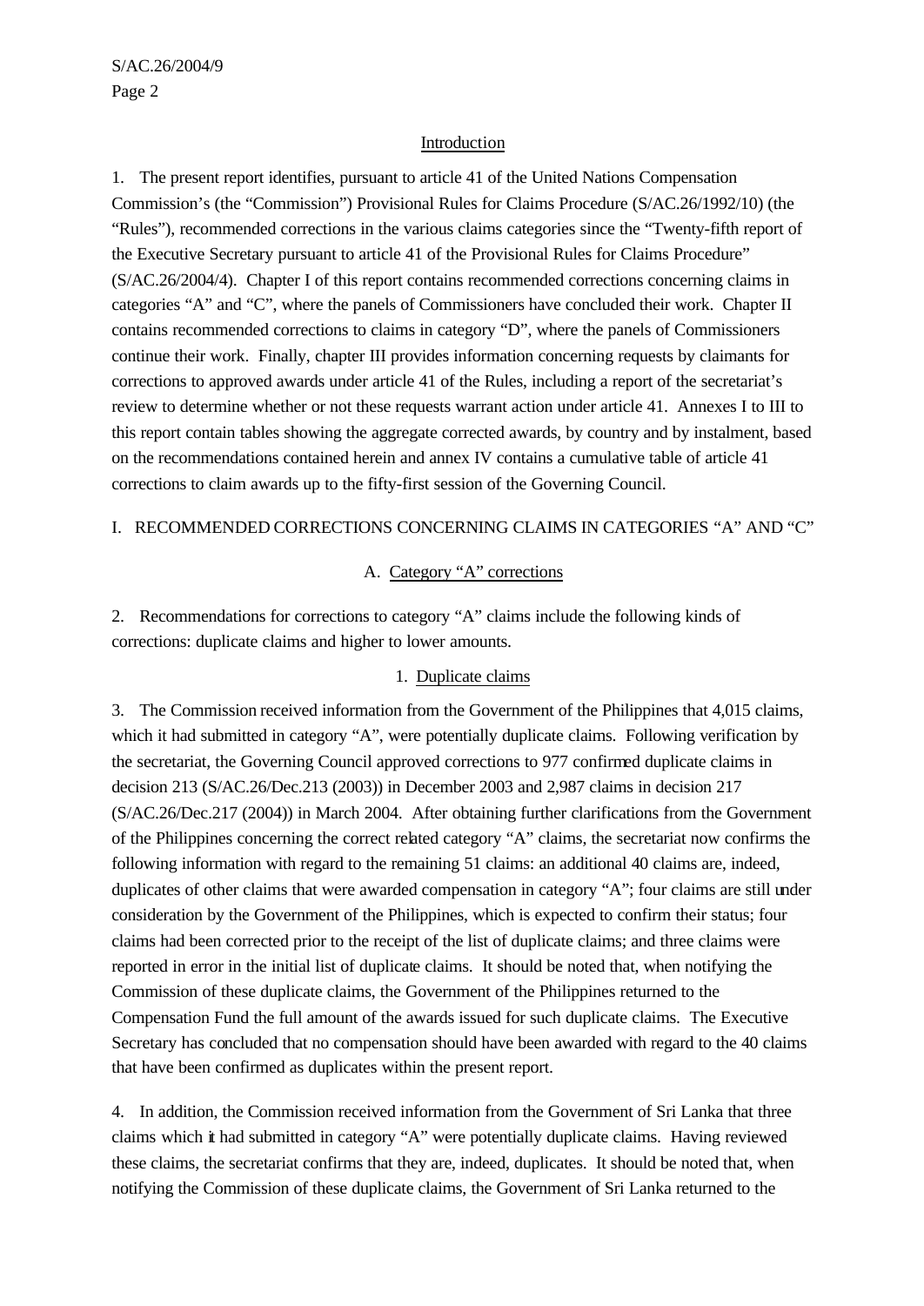## Introduction

1. The present report identifies, pursuant to article 41 of the United Nations Compensation Commission's (the "Commission") Provisional Rules for Claims Procedure (S/AC.26/1992/10) (the "Rules"), recommended corrections in the various claims categories since the "Twenty-fifth report of the Executive Secretary pursuant to article 41 of the Provisional Rules for Claims Procedure" (S/AC.26/2004/4). Chapter I of this report contains recommended corrections concerning claims in categories "A" and "C", where the panels of Commissioners have concluded their work. Chapter II contains recommended corrections to claims in category "D", where the panels of Commissioners continue their work. Finally, chapter III provides information concerning requests by claimants for corrections to approved awards under article 41 of the Rules, including a report of the secretariat's review to determine whether or not these requests warrant action under article 41. Annexes I to III to this report contain tables showing the aggregate corrected awards, by country and by instalment, based on the recommendations contained herein and annex IV contains a cumulative table of article 41 corrections to claim awards up to the fifty-first session of the Governing Council.

## I. RECOMMENDED CORRECTIONS CONCERNING CLAIMS IN CATEGORIES "A" AND "C"

### A. Category "A" corrections

2. Recommendations for corrections to category "A" claims include the following kinds of corrections: duplicate claims and higher to lower amounts.

#### 1. Duplicate claims

3. The Commission received information from the Government of the Philippines that 4,015 claims, which it had submitted in category "A", were potentially duplicate claims. Following verification by the secretariat, the Governing Council approved corrections to 977 confirmed duplicate claims in decision 213 (S/AC.26/Dec.213 (2003)) in December 2003 and 2,987 claims in decision 217 (S/AC.26/Dec.217 (2004)) in March 2004. After obtaining further clarifications from the Government of the Philippines concerning the correct related category "A" claims, the secretariat now confirms the following information with regard to the remaining 51 claims: an additional 40 claims are, indeed, duplicates of other claims that were awarded compensation in category "A"; four claims are still under consideration by the Government of the Philippines, which is expected to confirm their status; four claims had been corrected prior to the receipt of the list of duplicate claims; and three claims were reported in error in the initial list of duplicate claims. It should be noted that, when notifying the Commission of these duplicate claims, the Government of the Philippines returned to the Compensation Fund the full amount of the awards issued for such duplicate claims. The Executive Secretary has concluded that no compensation should have been awarded with regard to the 40 claims that have been confirmed as duplicates within the present report.

4. In addition, the Commission received information from the Government of Sri Lanka that three claims which it had submitted in category "A" were potentially duplicate claims. Having reviewed these claims, the secretariat confirms that they are, indeed, duplicates. It should be noted that, when notifying the Commission of these duplicate claims, the Government of Sri Lanka returned to the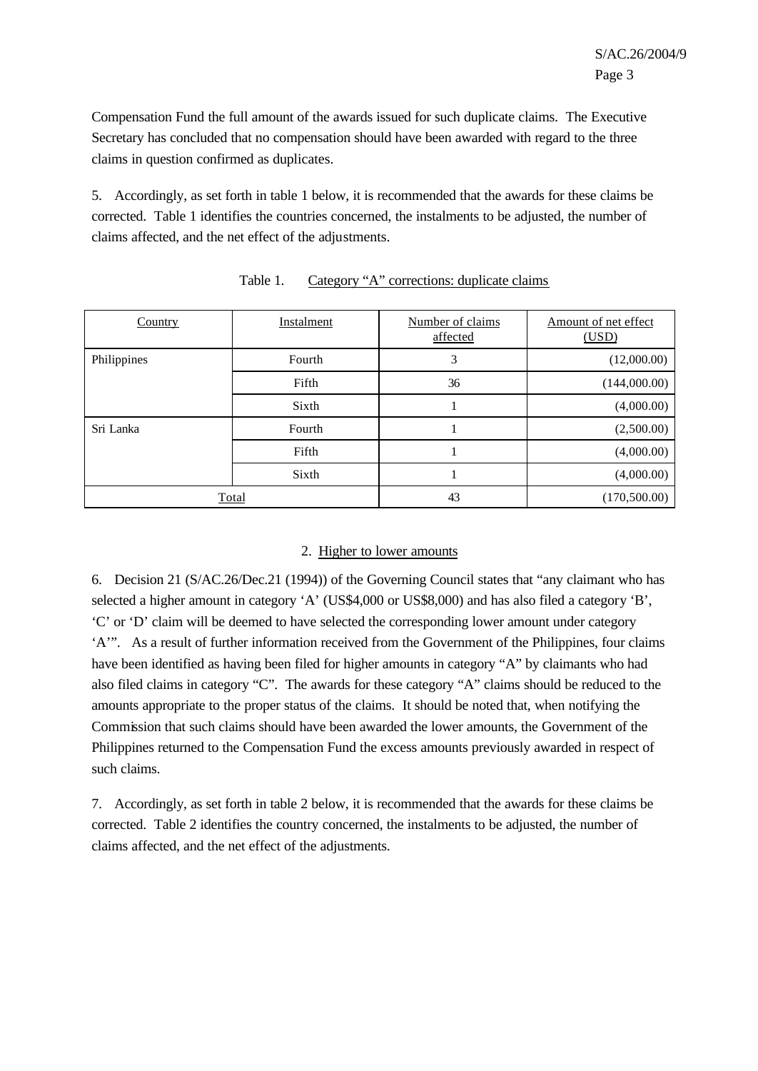Compensation Fund the full amount of the awards issued for such duplicate claims. The Executive Secretary has concluded that no compensation should have been awarded with regard to the three claims in question confirmed as duplicates.

5. Accordingly, as set forth in table 1 below, it is recommended that the awards for these claims be corrected. Table 1 identifies the countries concerned, the instalments to be adjusted, the number of claims affected, and the net effect of the adjustments.

Table 1. Category "A" corrections: duplicate claims

| Country | Instalment | Number of claims affected | Amount of net effect (USD) |
|---|---|---|---|
| Philippines | Fourth | 3 | (12,000.00) |
| | Fifth | 36 | (144,000.00) |
| | Sixth | 1 | (4,000.00) |
| Sri Lanka | Fourth | 1 | (2,500.00) |
| | Fifth | 1 | (4,000.00) |
| | Sixth | 1 | (4,000.00) |
| Total | | 43 | (170,500.00) |

## 2. Higher to lower amounts

6. Decision 21 (S/AC.26/Dec.21 (1994)) of the Governing Council states that "any claimant who has selected a higher amount in category 'A' (US$4,000 or US$8,000) and has also filed a category 'B', 'C' or 'D' claim will be deemed to have selected the corresponding lower amount under category 'A'". As a result of further information received from the Government of the Philippines, four claims have been identified as having been filed for higher amounts in category "A" by claimants who had also filed claims in category "C". The awards for these category "A" claims should be reduced to the amounts appropriate to the proper status of the claims. It should be noted that, when notifying the Commission that such claims should have been awarded the lower amounts, the Government of the Philippines returned to the Compensation Fund the excess amounts previously awarded in respect of such claims.

7. Accordingly, as set forth in table 2 below, it is recommended that the awards for these claims be corrected. Table 2 identifies the country concerned, the instalments to be adjusted, the number of claims affected, and the net effect of the adjustments.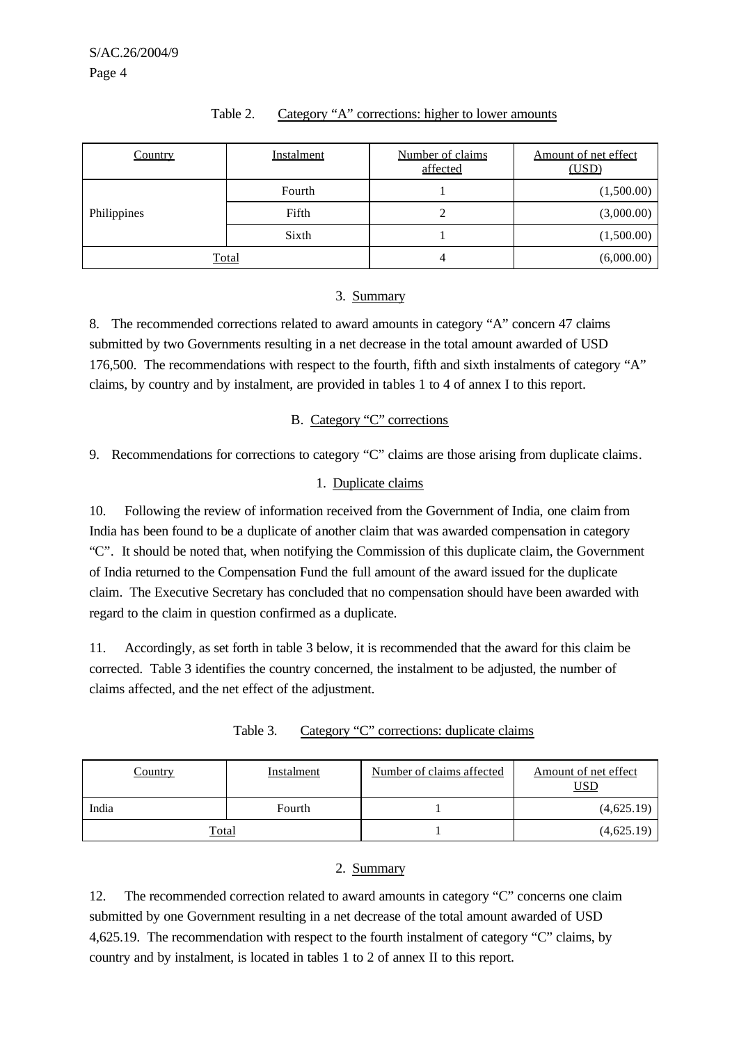Table 2. Category "A" corrections: higher to lower amounts

| Country | Instalment | Number of claims affected | Amount of net effect (USD) |
|---|---|---|---|
| Philippines | Fourth | 1 | (1,500.00) |
| | Fifth | 2 | (3,000.00) |
| | Sixth | 1 | (1,500.00) |
| Total | | 4 | (6,000.00) |

### 3. Summary

8. The recommended corrections related to award amounts in category "A" concern 47 claims submitted by two Governments resulting in a net decrease in the total amount awarded of USD 176,500. The recommendations with respect to the fourth, fifth and sixth instalments of category "A" claims, by country and by instalment, are provided in tables 1 to 4 of annex I to this report.

## B. Category "C" corrections

9. Recommendations for corrections to category "C" claims are those arising from duplicate claims.

### 1. Duplicate claims

10. Following the review of information received from the Government of India, one claim from India has been found to be a duplicate of another claim that was awarded compensation in category "C". It should be noted that, when notifying the Commission of this duplicate claim, the Government of India returned to the Compensation Fund the full amount of the award issued for the duplicate claim. The Executive Secretary has concluded that no compensation should have been awarded with regard to the claim in question confirmed as a duplicate.

11. Accordingly, as set forth in table 3 below, it is recommended that the award for this claim be corrected. Table 3 identifies the country concerned, the instalment to be adjusted, the number of claims affected, and the net effect of the adjustment.

Table 3. Category "C" corrections: duplicate claims

| Country | Instalment | Number of claims affected | Amount of net effect USD |
|---|---|---|---|
| India | Fourth | 1 | (4,625.19) |
| Total | | 1 | (4,625.19) |

### 2. Summary

12. The recommended correction related to award amounts in category "C" concerns one claim submitted by one Government resulting in a net decrease of the total amount awarded of USD 4,625.19. The recommendation with respect to the fourth instalment of category "C" claims, by country and by instalment, is located in tables 1 to 2 of annex II to this report.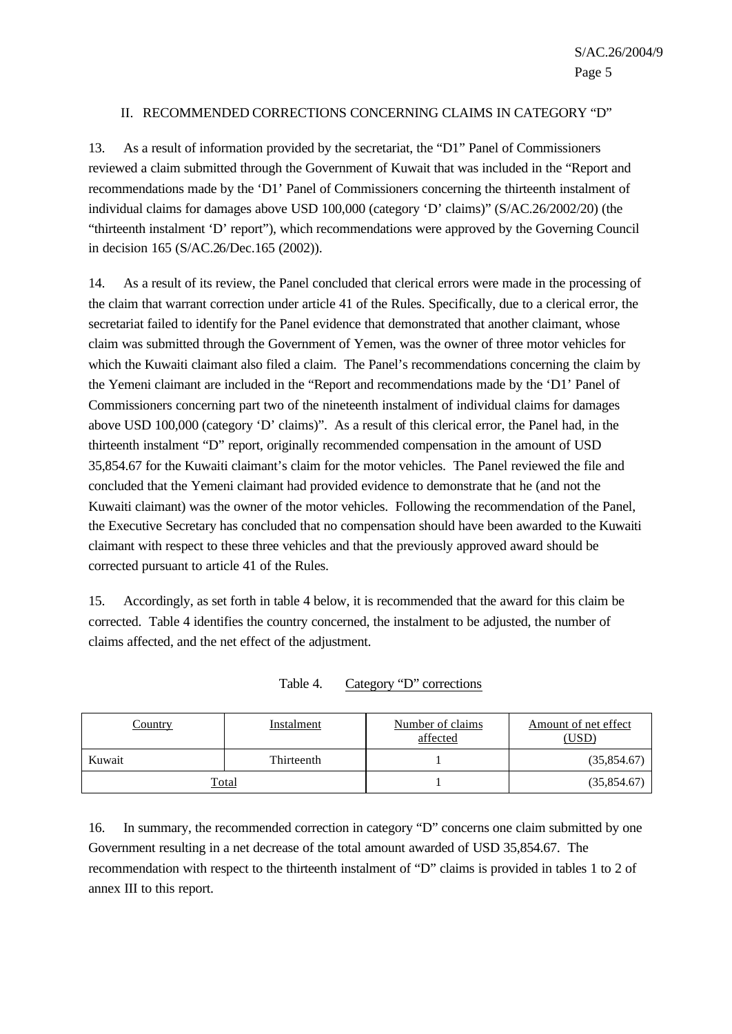## II. RECOMMENDED CORRECTIONS CONCERNING CLAIMS IN CATEGORY "D"

13. As a result of information provided by the secretariat, the "D1" Panel of Commissioners reviewed a claim submitted through the Government of Kuwait that was included in the "Report and recommendations made by the 'D1' Panel of Commissioners concerning the thirteenth instalment of individual claims for damages above USD 100,000 (category 'D' claims)" (S/AC.26/2002/20) (the "thirteenth instalment 'D' report"), which recommendations were approved by the Governing Council in decision 165 (S/AC.26/Dec.165 (2002)).

14. As a result of its review, the Panel concluded that clerical errors were made in the processing of the claim that warrant correction under article 41 of the Rules. Specifically, due to a clerical error, the secretariat failed to identify for the Panel evidence that demonstrated that another claimant, whose claim was submitted through the Government of Yemen, was the owner of three motor vehicles for which the Kuwaiti claimant also filed a claim. The Panel's recommendations concerning the claim by the Yemeni claimant are included in the "Report and recommendations made by the 'D1' Panel of Commissioners concerning part two of the nineteenth instalment of individual claims for damages above USD 100,000 (category 'D' claims)". As a result of this clerical error, the Panel had, in the thirteenth instalment "D" report, originally recommended compensation in the amount of USD 35,854.67 for the Kuwaiti claimant's claim for the motor vehicles. The Panel reviewed the file and concluded that the Yemeni claimant had provided evidence to demonstrate that he (and not the Kuwaiti claimant) was the owner of the motor vehicles. Following the recommendation of the Panel, the Executive Secretary has concluded that no compensation should have been awarded to the Kuwaiti claimant with respect to these three vehicles and that the previously approved award should be corrected pursuant to article 41 of the Rules.

15. Accordingly, as set forth in table 4 below, it is recommended that the award for this claim be corrected. Table 4 identifies the country concerned, the instalment to be adjusted, the number of claims affected, and the net effect of the adjustment.

Table 4. Category "D" corrections

| Country | Instalment | Number of claims affected | Amount of net effect (USD) |
|---|---|---|---|
| Kuwait | Thirteenth | 1 | (35,854.67) |
| Total | | 1 | (35,854.67) |

16. In summary, the recommended correction in category "D" concerns one claim submitted by one Government resulting in a net decrease of the total amount awarded of USD 35,854.67. The recommendation with respect to the thirteenth instalment of "D" claims is provided in tables 1 to 2 of annex III to this report.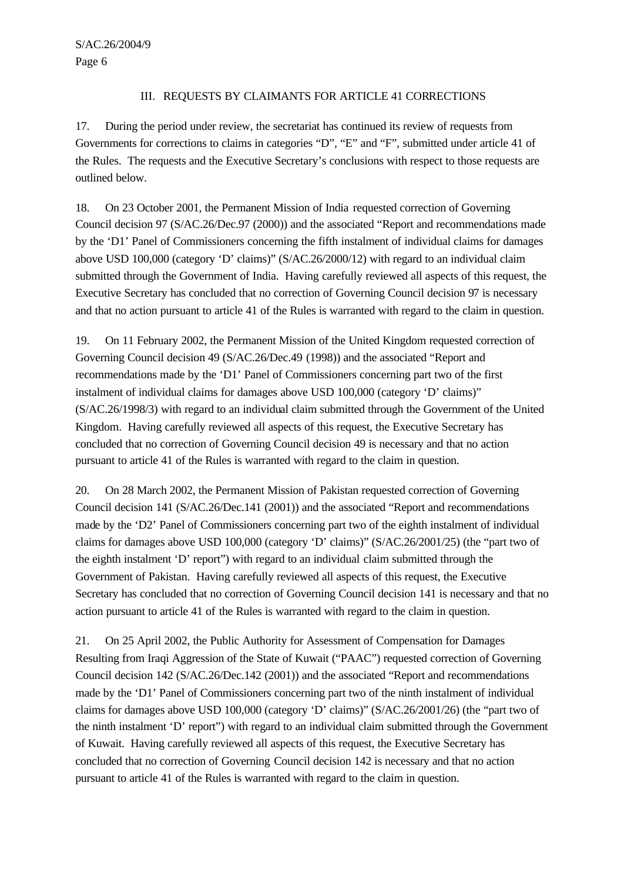## III. REQUESTS BY CLAIMANTS FOR ARTICLE 41 CORRECTIONS

17. During the period under review, the secretariat has continued its review of requests from Governments for corrections to claims in categories "D", "E" and "F", submitted under article 41 of the Rules. The requests and the Executive Secretary's conclusions with respect to those requests are outlined below.

18. On 23 October 2001, the Permanent Mission of India requested correction of Governing Council decision 97 (S/AC.26/Dec.97 (2000)) and the associated "Report and recommendations made by the 'D1' Panel of Commissioners concerning the fifth instalment of individual claims for damages above USD 100,000 (category 'D' claims)" (S/AC.26/2000/12) with regard to an individual claim submitted through the Government of India. Having carefully reviewed all aspects of this request, the Executive Secretary has concluded that no correction of Governing Council decision 97 is necessary and that no action pursuant to article 41 of the Rules is warranted with regard to the claim in question.

19. On 11 February 2002, the Permanent Mission of the United Kingdom requested correction of Governing Council decision 49 (S/AC.26/Dec.49 (1998)) and the associated "Report and recommendations made by the 'D1' Panel of Commissioners concerning part two of the first instalment of individual claims for damages above USD 100,000 (category 'D' claims)" (S/AC.26/1998/3) with regard to an individual claim submitted through the Government of the United Kingdom. Having carefully reviewed all aspects of this request, the Executive Secretary has concluded that no correction of Governing Council decision 49 is necessary and that no action pursuant to article 41 of the Rules is warranted with regard to the claim in question.

20. On 28 March 2002, the Permanent Mission of Pakistan requested correction of Governing Council decision 141 (S/AC.26/Dec.141 (2001)) and the associated "Report and recommendations made by the 'D2' Panel of Commissioners concerning part two of the eighth instalment of individual claims for damages above USD 100,000 (category 'D' claims)" (S/AC.26/2001/25) (the "part two of the eighth instalment 'D' report") with regard to an individual claim submitted through the Government of Pakistan. Having carefully reviewed all aspects of this request, the Executive Secretary has concluded that no correction of Governing Council decision 141 is necessary and that no action pursuant to article 41 of the Rules is warranted with regard to the claim in question.

21. On 25 April 2002, the Public Authority for Assessment of Compensation for Damages Resulting from Iraqi Aggression of the State of Kuwait ("PAAC") requested correction of Governing Council decision 142 (S/AC.26/Dec.142 (2001)) and the associated "Report and recommendations made by the 'D1' Panel of Commissioners concerning part two of the ninth instalment of individual claims for damages above USD 100,000 (category 'D' claims)" (S/AC.26/2001/26) (the "part two of the ninth instalment 'D' report") with regard to an individual claim submitted through the Government of Kuwait. Having carefully reviewed all aspects of this request, the Executive Secretary has concluded that no correction of Governing Council decision 142 is necessary and that no action pursuant to article 41 of the Rules is warranted with regard to the claim in question.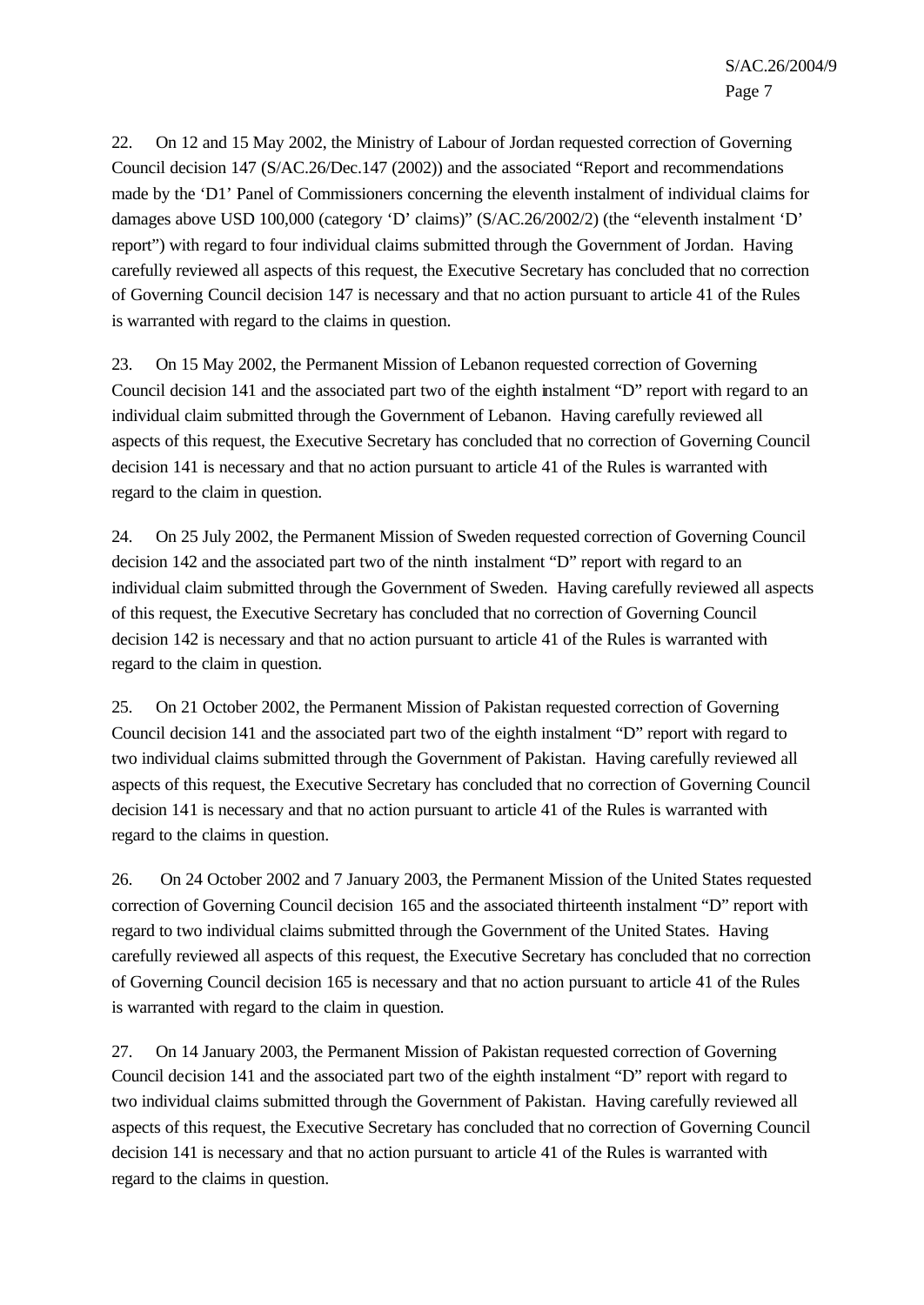22. On 12 and 15 May 2002, the Ministry of Labour of Jordan requested correction of Governing Council decision 147 (S/AC.26/Dec.147 (2002)) and the associated "Report and recommendations made by the 'D1' Panel of Commissioners concerning the eleventh instalment of individual claims for damages above USD 100,000 (category 'D' claims)" (S/AC.26/2002/2) (the "eleventh instalment 'D' report") with regard to four individual claims submitted through the Government of Jordan. Having carefully reviewed all aspects of this request, the Executive Secretary has concluded that no correction of Governing Council decision 147 is necessary and that no action pursuant to article 41 of the Rules is warranted with regard to the claims in question.

23. On 15 May 2002, the Permanent Mission of Lebanon requested correction of Governing Council decision 141 and the associated part two of the eighth instalment "D" report with regard to an individual claim submitted through the Government of Lebanon. Having carefully reviewed all aspects of this request, the Executive Secretary has concluded that no correction of Governing Council decision 141 is necessary and that no action pursuant to article 41 of the Rules is warranted with regard to the claim in question.

24. On 25 July 2002, the Permanent Mission of Sweden requested correction of Governing Council decision 142 and the associated part two of the ninth instalment "D" report with regard to an individual claim submitted through the Government of Sweden. Having carefully reviewed all aspects of this request, the Executive Secretary has concluded that no correction of Governing Council decision 142 is necessary and that no action pursuant to article 41 of the Rules is warranted with regard to the claim in question.

25. On 21 October 2002, the Permanent Mission of Pakistan requested correction of Governing Council decision 141 and the associated part two of the eighth instalment "D" report with regard to two individual claims submitted through the Government of Pakistan. Having carefully reviewed all aspects of this request, the Executive Secretary has concluded that no correction of Governing Council decision 141 is necessary and that no action pursuant to article 41 of the Rules is warranted with regard to the claims in question.

26. On 24 October 2002 and 7 January 2003, the Permanent Mission of the United States requested correction of Governing Council decision 165 and the associated thirteenth instalment "D" report with regard to two individual claims submitted through the Government of the United States. Having carefully reviewed all aspects of this request, the Executive Secretary has concluded that no correction of Governing Council decision 165 is necessary and that no action pursuant to article 41 of the Rules is warranted with regard to the claim in question.

27. On 14 January 2003, the Permanent Mission of Pakistan requested correction of Governing Council decision 141 and the associated part two of the eighth instalment "D" report with regard to two individual claims submitted through the Government of Pakistan. Having carefully reviewed all aspects of this request, the Executive Secretary has concluded that no correction of Governing Council decision 141 is necessary and that no action pursuant to article 41 of the Rules is warranted with regard to the claims in question.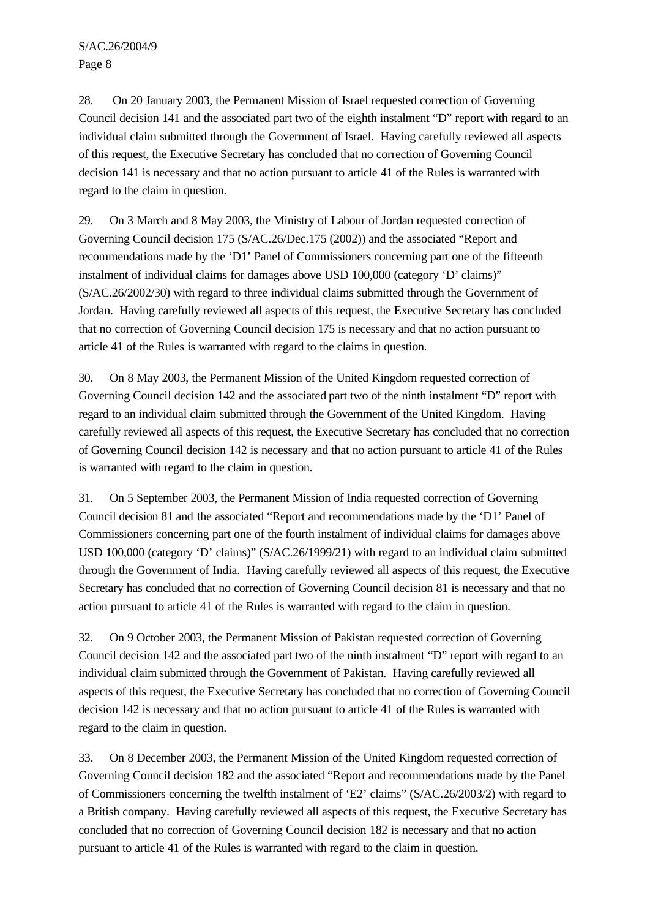28. On 20 January 2003, the Permanent Mission of Israel requested correction of Governing Council decision 141 and the associated part two of the eighth instalment "D" report with regard to an individual claim submitted through the Government of Israel. Having carefully reviewed all aspects of this request, the Executive Secretary has concluded that no correction of Governing Council decision 141 is necessary and that no action pursuant to article 41 of the Rules is warranted with regard to the claim in question.

29. On 3 March and 8 May 2003, the Ministry of Labour of Jordan requested correction of Governing Council decision 175 (S/AC.26/Dec.175 (2002)) and the associated "Report and recommendations made by the 'D1' Panel of Commissioners concerning part one of the fifteenth instalment of individual claims for damages above USD 100,000 (category 'D' claims)" (S/AC.26/2002/30) with regard to three individual claims submitted through the Government of Jordan. Having carefully reviewed all aspects of this request, the Executive Secretary has concluded that no correction of Governing Council decision 175 is necessary and that no action pursuant to article 41 of the Rules is warranted with regard to the claims in question.

30. On 8 May 2003, the Permanent Mission of the United Kingdom requested correction of Governing Council decision 142 and the associated part two of the ninth instalment "D" report with regard to an individual claim submitted through the Government of the United Kingdom. Having carefully reviewed all aspects of this request, the Executive Secretary has concluded that no correction of Governing Council decision 142 is necessary and that no action pursuant to article 41 of the Rules is warranted with regard to the claim in question.

31. On 5 September 2003, the Permanent Mission of India requested correction of Governing Council decision 81 and the associated "Report and recommendations made by the 'D1' Panel of Commissioners concerning part one of the fourth instalment of individual claims for damages above USD 100,000 (category 'D' claims)" (S/AC.26/1999/21) with regard to an individual claim submitted through the Government of India. Having carefully reviewed all aspects of this request, the Executive Secretary has concluded that no correction of Governing Council decision 81 is necessary and that no action pursuant to article 41 of the Rules is warranted with regard to the claim in question.

32. On 9 October 2003, the Permanent Mission of Pakistan requested correction of Governing Council decision 142 and the associated part two of the ninth instalment "D" report with regard to an individual claim submitted through the Government of Pakistan. Having carefully reviewed all aspects of this request, the Executive Secretary has concluded that no correction of Governing Council decision 142 is necessary and that no action pursuant to article 41 of the Rules is warranted with regard to the claim in question.

33. On 8 December 2003, the Permanent Mission of the United Kingdom requested correction of Governing Council decision 182 and the associated "Report and recommendations made by the Panel of Commissioners concerning the twelfth instalment of 'E2' claims" (S/AC.26/2003/2) with regard to a British company. Having carefully reviewed all aspects of this request, the Executive Secretary has concluded that no correction of Governing Council decision 182 is necessary and that no action pursuant to article 41 of the Rules is warranted with regard to the claim in question.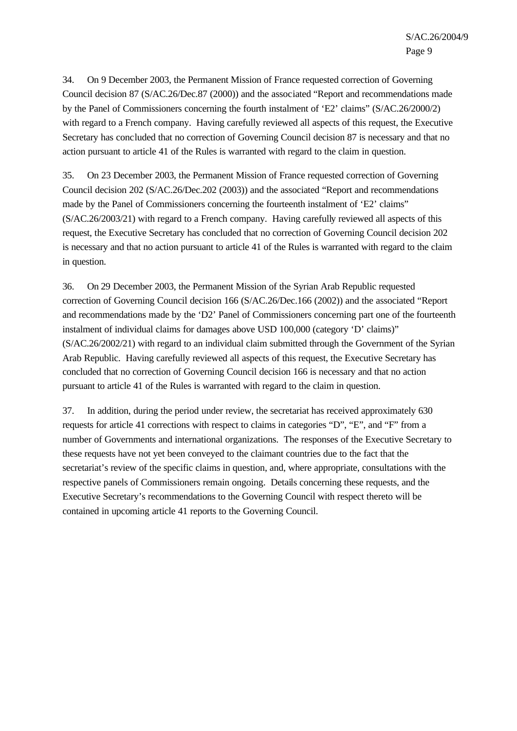34. On 9 December 2003, the Permanent Mission of France requested correction of Governing Council decision 87 (S/AC.26/Dec.87 (2000)) and the associated “Report and recommendations made by the Panel of Commissioners concerning the fourth instalment of ‘E2’ claims” (S/AC.26/2000/2) with regard to a French company. Having carefully reviewed all aspects of this request, the Executive Secretary has concluded that no correction of Governing Council decision 87 is necessary and that no action pursuant to article 41 of the Rules is warranted with regard to the claim in question.

35. On 23 December 2003, the Permanent Mission of France requested correction of Governing Council decision 202 (S/AC.26/Dec.202 (2003)) and the associated “Report and recommendations made by the Panel of Commissioners concerning the fourteenth instalment of ‘E2’ claims” (S/AC.26/2003/21) with regard to a French company. Having carefully reviewed all aspects of this request, the Executive Secretary has concluded that no correction of Governing Council decision 202 is necessary and that no action pursuant to article 41 of the Rules is warranted with regard to the claim in question.

36. On 29 December 2003, the Permanent Mission of the Syrian Arab Republic requested correction of Governing Council decision 166 (S/AC.26/Dec.166 (2002)) and the associated “Report and recommendations made by the ‘D2’ Panel of Commissioners concerning part one of the fourteenth instalment of individual claims for damages above USD 100,000 (category ‘D’ claims)” (S/AC.26/2002/21) with regard to an individual claim submitted through the Government of the Syrian Arab Republic. Having carefully reviewed all aspects of this request, the Executive Secretary has concluded that no correction of Governing Council decision 166 is necessary and that no action pursuant to article 41 of the Rules is warranted with regard to the claim in question.

37. In addition, during the period under review, the secretariat has received approximately 630 requests for article 41 corrections with respect to claims in categories “D”, “E”, and “F” from a number of Governments and international organizations. The responses of the Executive Secretary to these requests have not yet been conveyed to the claimant countries due to the fact that the secretariat’s review of the specific claims in question, and, where appropriate, consultations with the respective panels of Commissioners remain ongoing. Details concerning these requests, and the Executive Secretary’s recommendations to the Governing Council with respect thereto will be contained in upcoming article 41 reports to the Governing Council.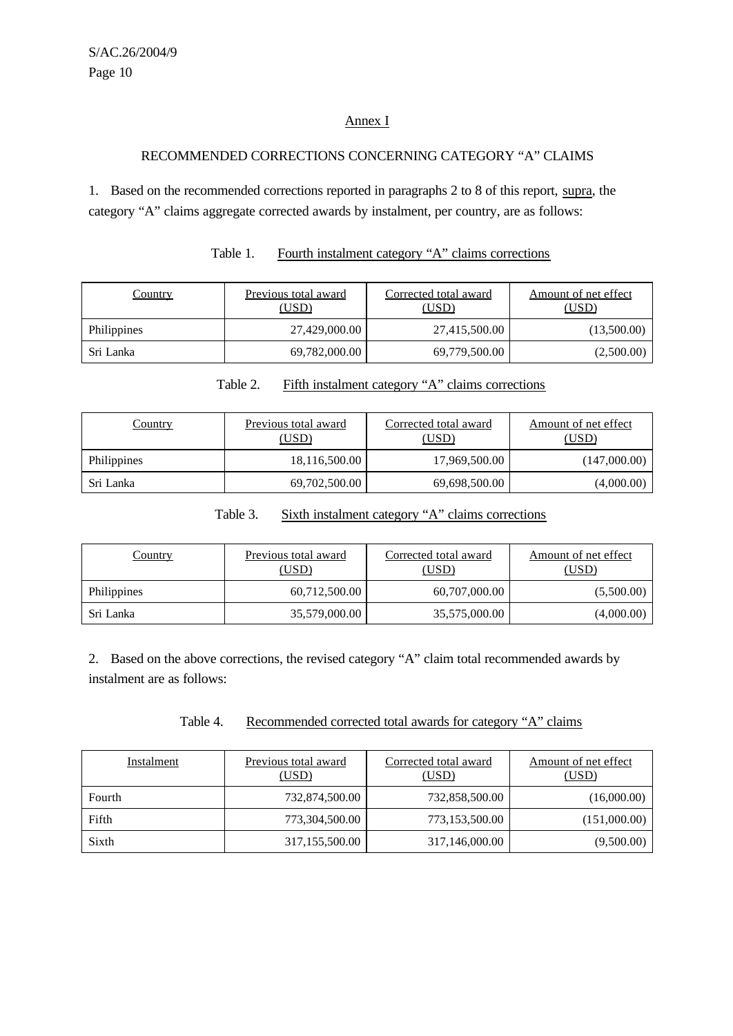## Annex I

### RECOMMENDED CORRECTIONS CONCERNING CATEGORY "A" CLAIMS

1. Based on the recommended corrections reported in paragraphs 2 to 8 of this report, supra, the category "A" claims aggregate corrected awards by instalment, per country, are as follows:

Table 1. Fourth instalment category "A" claims corrections

| Country | Previous total award (USD) | Corrected total award (USD) | Amount of net effect (USD) |
|---|---|---|---|
| Philippines | 27,429,000.00 | 27,415,500.00 | (13,500.00) |
| Sri Lanka | 69,782,000.00 | 69,779,500.00 | (2,500.00) |

Table 2. Fifth instalment category "A" claims corrections

| Country | Previous total award (USD) | Corrected total award (USD) | Amount of net effect (USD) |
|---|---|---|---|
| Philippines | 18,116,500.00 | 17,969,500.00 | (147,000.00) |
| Sri Lanka | 69,702,500.00 | 69,698,500.00 | (4,000.00) |

Table 3. Sixth instalment category "A" claims corrections

| Country | Previous total award (USD) | Corrected total award (USD) | Amount of net effect (USD) |
|---|---|---|---|
| Philippines | 60,712,500.00 | 60,707,000.00 | (5,500.00) |
| Sri Lanka | 35,579,000.00 | 35,575,000.00 | (4,000.00) |

2. Based on the above corrections, the revised category "A" claim total recommended awards by instalment are as follows:

Table 4. Recommended corrected total awards for category "A" claims

| Instalment | Previous total award (USD) | Corrected total award (USD) | Amount of net effect (USD) |
|---|---|---|---|
| Fourth | 732,874,500.00 | 732,858,500.00 | (16,000.00) |
| Fifth | 773,304,500.00 | 773,153,500.00 | (151,000.00) |
| Sixth | 317,155,500.00 | 317,146,000.00 | (9,500.00) |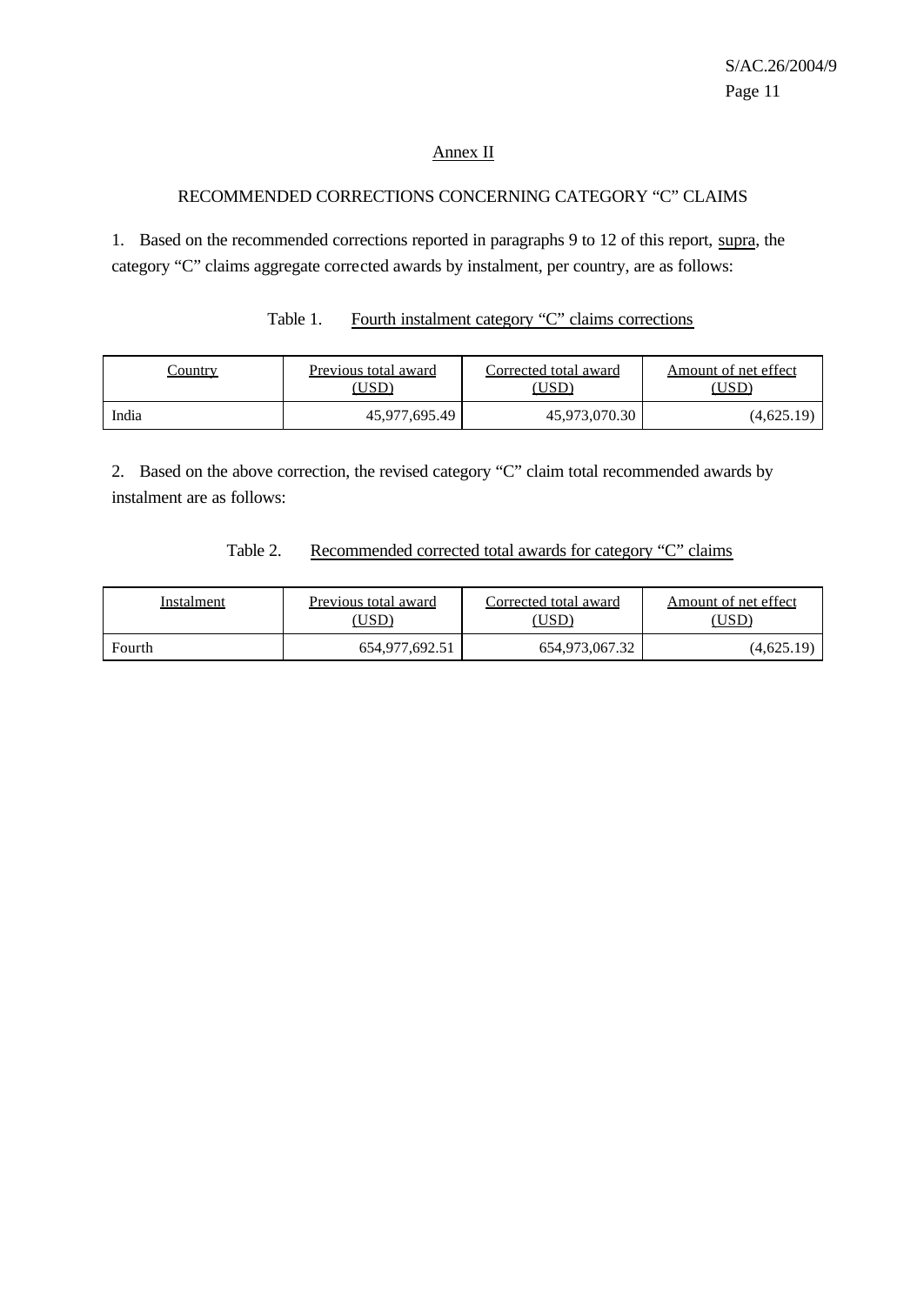## Annex II

### RECOMMENDED CORRECTIONS CONCERNING CATEGORY "C" CLAIMS

1. Based on the recommended corrections reported in paragraphs 9 to 12 of this report, supra, the category "C" claims aggregate corrected awards by instalment, per country, are as follows:

Table 1. Fourth instalment category "C" claims corrections

| Country | Previous total award (USD) | Corrected total award (USD) | Amount of net effect (USD) |
| --- | --- | --- | --- |
| India | 45,977,695.49 | 45,973,070.30 | (4,625.19) |

2. Based on the above correction, the revised category "C" claim total recommended awards by instalment are as follows:

Table 2. Recommended corrected total awards for category "C" claims

| Instalment | Previous total award (USD) | Corrected total award (USD) | Amount of net effect (USD) |
| --- | --- | --- | --- |
| Fourth | 654,977,692.51 | 654,973,067.32 | (4,625.19) |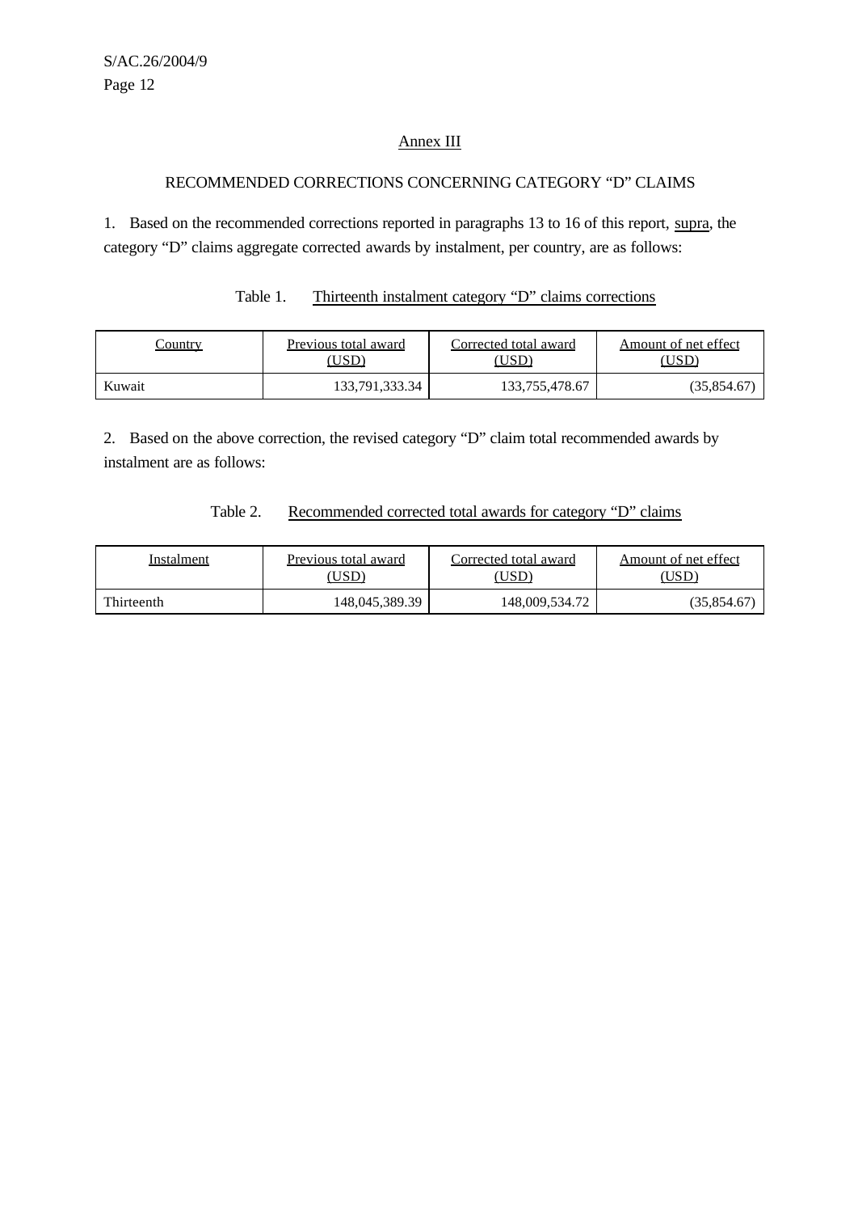## Annex III

### RECOMMENDED CORRECTIONS CONCERNING CATEGORY "D" CLAIMS

1. Based on the recommended corrections reported in paragraphs 13 to 16 of this report, supra, the category "D" claims aggregate corrected awards by instalment, per country, are as follows:

Table 1. Thirteenth instalment category "D" claims corrections

| Country | Previous total award (USD) | Corrected total award (USD) | Amount of net effect (USD) |
|---|---|---|---|
| Kuwait | 133,791,333.34 | 133,755,478.67 | (35,854.67) |

2. Based on the above correction, the revised category "D" claim total recommended awards by instalment are as follows:

Table 2. Recommended corrected total awards for category "D" claims

| Instalment | Previous total award (USD) | Corrected total award (USD) | Amount of net effect (USD) |
|---|---|---|---|
| Thirteenth | 148,045,389.39 | 148,009,534.72 | (35,854.67) |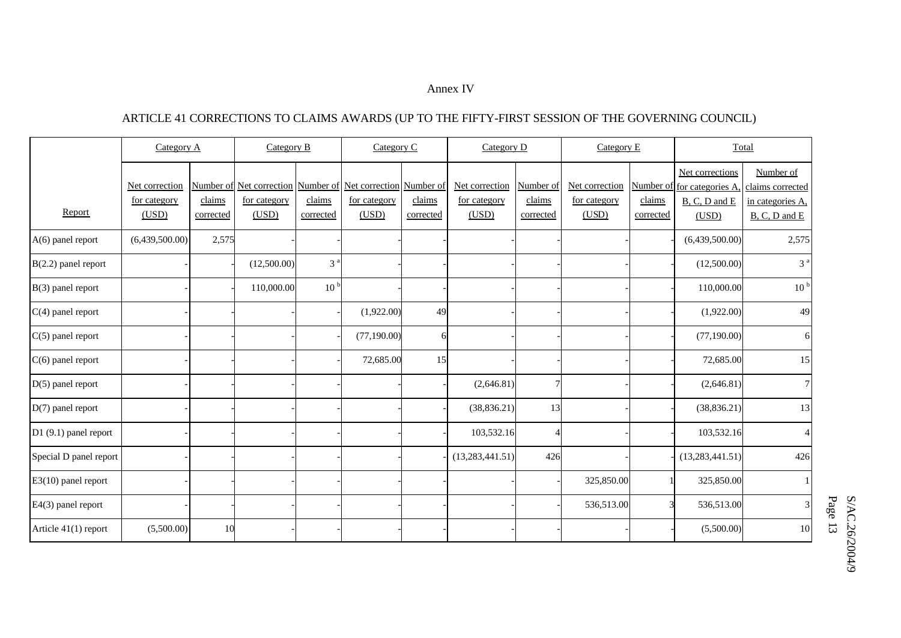Annex IV

ARTICLE 41 CORRECTIONS TO CLAIMS AWARDS (UP TO THE FIFTY-FIRST SESSION OF THE GOVERNING COUNCIL)

| | Category A | | Category B | | Category C | | Category D | | Category E | | Total | |
|---|---|---|---|---|---|---|---|---|---|---|---|---|
| Report | Net correction for category (USD) | Number of claims corrected | Net correction for category (USD) | Number of claims corrected | Net correction for category (USD) | Number of claims corrected | Net correction for category (USD) | Number of claims corrected | Net correction for category (USD) | Number of claims corrected | Net corrections for categories A, B, C, D and E (USD) | Number of claims corrected in categories A, B, C, D and E |
| A(6) panel report | (6,439,500.00) | 2,575 | - | - | - | - | - | - | - | - | (6,439,500.00) | 2,575 |
| B(2.2) panel report | - | - | (12,500.00) | 3 [a] | - | - | - | - | - | - | (12,500.00) | 3 [a] |
| B(3) panel report | - | - | 110,000.00 | 10 [b] | - | - | - | - | - | - | 110,000.00 | 10 [b] |
| C(4) panel report | - | - | - | - | (1,922.00) | 49 | - | - | - | - | (1,922.00) | 49 |
| C(5) panel report | - | - | - | - | (77,190.00) | 6 | - | - | - | - | (77,190.00) | 6 |
| C(6) panel report | - | - | - | - | 72,685.00 | 15 | - | - | - | - | 72,685.00 | 15 |
| D(5) panel report | - | - | - | - | - | - | (2,646.81) | 7 | - | - | (2,646.81) | 7 |
| D(7) panel report | - | - | - | - | - | - | (38,836.21) | 13 | - | - | (38,836.21) | 13 |
| D1 (9.1) panel report | - | - | - | - | - | - | 103,532.16 | 4 | - | - | 103,532.16 | 4 |
| Special D panel report | - | - | - | - | - | - | (13,283,441.51) | 426 | - | - | (13,283,441.51) | 426 |
| E3(10) panel report | - | - | - | - | - | - | - | - | 325,850.00 | 1 | 325,850.00 | 1 |
| E4(3) panel report | - | - | - | - | - | - | - | - | 536,513.00 | 3 | 536,513.00 | 3 |
| Article 41(1) report | (5,500.00) | 10 | - | - | - | - | - | - | - | - | (5,500.00) | 10 |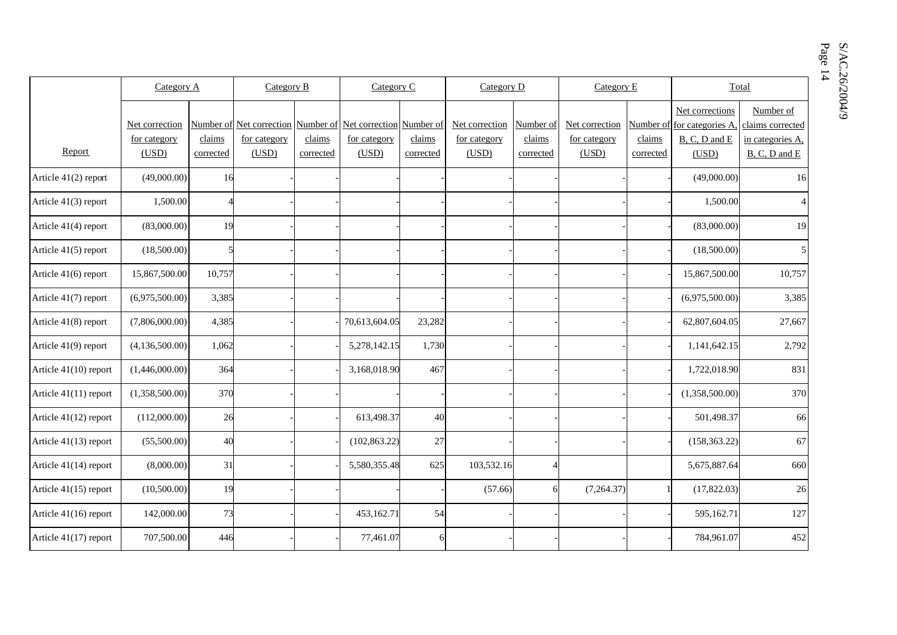| Report | Category A | | Category B | | Category C | | Category D | | Category E | | Total | |
|---|---|---|---|---|---|---|---|---|---|---|---|---|
| | Net correction for category (USD) | Number of claims corrected | Net correction for category (USD) | Number of claims corrected | Net correction for category (USD) | Number of claims corrected | Net correction for category (USD) | Number of claims corrected | Net correction for category (USD) | Number of claims corrected | Net corrections for categories A, B, C, D and E (USD) | Number of claims corrected in categories A, B, C, D and E |
| Article 41(2) report | (49,000.00) | 16 | - | - | - | - | - | - | - | - | (49,000.00) | 16 |
| Article 41(3) report | 1,500.00 | 4 | - | - | - | - | - | - | - | - | 1,500.00 | 4 |
| Article 41(4) report | (83,000.00) | 19 | - | - | - | - | - | - | - | - | (83,000.00) | 19 |
| Article 41(5) report | (18,500.00) | 5 | - | - | - | - | - | - | - | - | (18,500.00) | 5 |
| Article 41(6) report | 15,867,500.00 | 10,757 | - | - | - | - | - | - | - | - | 15,867,500.00 | 10,757 |
| Article 41(7) report | (6,975,500.00) | 3,385 | - | - | - | - | - | - | - | - | (6,975,500.00) | 3,385 |
| Article 41(8) report | (7,806,000.00) | 4,385 | - | - | 70,613,604.05 | 23,282 | - | - | - | - | 62,807,604.05 | 27,667 |
| Article 41(9) report | (4,136,500.00) | 1,062 | - | - | 5,278,142.15 | 1,730 | - | - | - | - | 1,141,642.15 | 2,792 |
| Article 41(10) report | (1,446,000.00) | 364 | - | - | 3,168,018.90 | 467 | - | - | - | - | 1,722,018.90 | 831 |
| Article 41(11) report | (1,358,500.00) | 370 | - | - | - | - | - | - | - | - | (1,358,500.00) | 370 |
| Article 41(12) report | (112,000.00) | 26 | - | - | 613,498.37 | 40 | - | - | - | - | 501,498.37 | 66 |
| Article 41(13) report | (55,500.00) | 40 | - | - | (102,863.22) | 27 | - | - | - | - | (158,363.22) | 67 |
| Article 41(14) report | (8,000.00) | 31 | - | - | 5,580,355.48 | 625 | 103,532.16 | 4 | | | 5,675,887.64 | 660 |
| Article 41(15) report | (10,500.00) | 19 | - | - | - | - | (57.66) | 6 | (7,264.37) | 1 | (17,822.03) | 26 |
| Article 41(16) report | 142,000.00 | 73 | - | - | 453,162.71 | 54 | - | - | - | - | 595,162.71 | 127 |
| Article 41(17) report | 707,500.00 | 446 | - | - | 77,461.07 | 6 | - | - | - | - | 784,961.07 | 452 |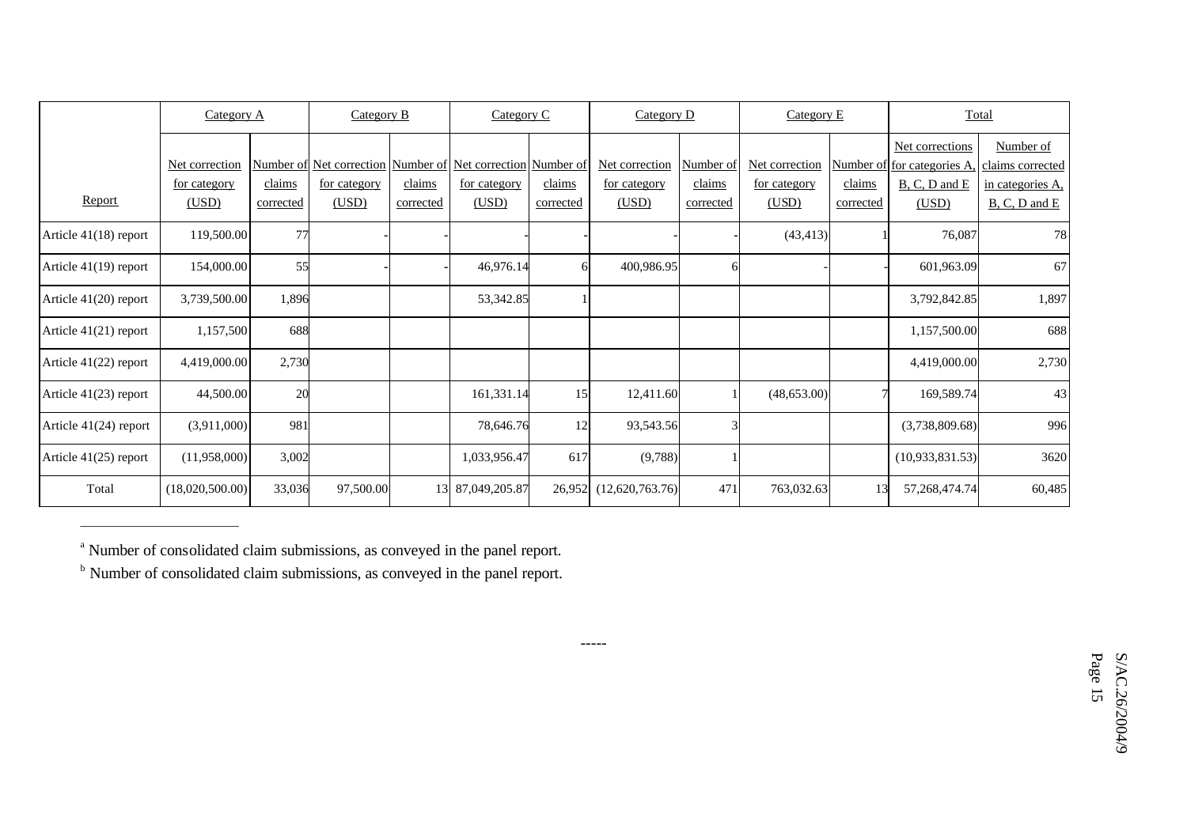| Report | Category A | | Category B | | Category C | | Category D | | Category E | | Total | |
|---|---|---|---|---|---|---|---|---|---|---|---|---|
| | Net correction for category (USD) | Number of claims corrected | Net correction for category (USD) | Number of claims corrected | Net correction for category (USD) | Number of claims corrected | Net correction for category (USD) | Number of claims corrected | Net correction for category (USD) | Number of claims corrected | Net corrections for categories A, B, C, D and E (USD) | Number of claims corrected in categories A, B, C, D and E |
| Article 41(18) report | 119,500.00 | 77 | - | - | - | - | - | - | (43,413) | 1 | 76,087 | 78 |
| Article 41(19) report | 154,000.00 | 55 | - | - | 46,976.14 | 6 | 400,986.95 | 6 | - | - | 601,963.09 | 67 |
| Article 41(20) report | 3,739,500.00 | 1,896 | | | 53,342.85 | 1 | | | | | 3,792,842.85 | 1,897 |
| Article 41(21) report | 1,157,500 | 688 | | | | | | | | | 1,157,500.00 | 688 |
| Article 41(22) report | 4,419,000.00 | 2,730 | | | | | | | | | 4,419,000.00 | 2,730 |
| Article 41(23) report | 44,500.00 | 20 | | | 161,331.14 | 15 | 12,411.60 | 1 | (48,653.00) | 7 | 169,589.74 | 43 |
| Article 41(24) report | (3,911,000) | 981 | | | 78,646.76 | 12 | 93,543.56 | 3 | | | (3,738,809.68) | 996 |
| Article 41(25) report | (11,958,000) | 3,002 | | | 1,033,956.47 | 617 | (9,788) | 1 | | | (10,933,831.53) | 3620 |
| Total | (18,020,500.00) | 33,036 | 97,500.00 | 13 | 87,049,205.87 | 26,952 | (12,620,763.76) | 471 | 763,032.63 | 13 | 57,268,474.74 | 60,485 |

[a] Number of consolidated claim submissions, as conveyed in the panel report.

[b] Number of consolidated claim submissions, as conveyed in the panel report.

-----